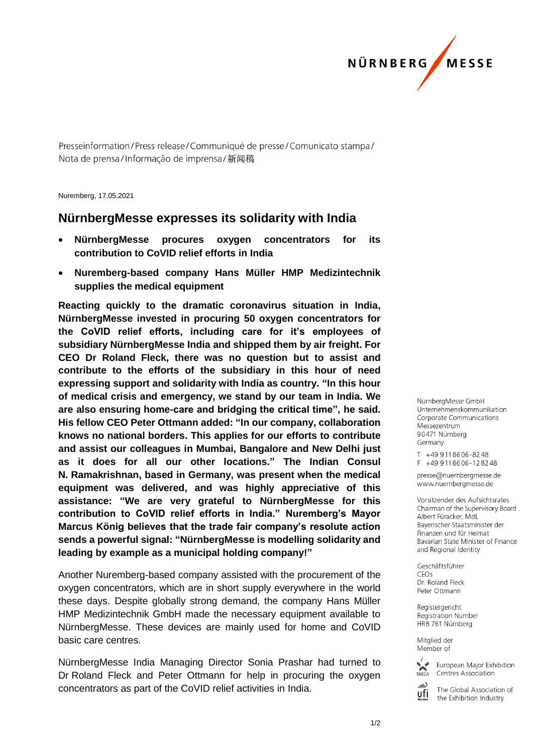Presseinformation / Press release / Communiqué de presse / Comunicato stampa / Nota de prensa / Informação de imprensa / 新闻稿

Nuremberg, 17.05.2021

## NürnbergMesse expresses its solidarity with India

- **NürnbergMesse procures oxygen concentrators for its contribution to CoVID relief efforts in India**
- **Nuremberg-based company Hans Müller HMP Medizintechnik supplies the medical equipment**

**Reacting quickly to the dramatic coronavirus situation in India, NürnbergMesse invested in procuring 50 oxygen concentrators for the CoVID relief efforts, including care for it's employees of subsidiary NürnbergMesse India and shipped them by air freight. For CEO Dr Roland Fleck, there was no question but to assist and contribute to the efforts of the subsidiary in this hour of need expressing support and solidarity with India as country. "In this hour of medical crisis and emergency, we stand by our team in India. We are also ensuring home-care and bridging the critical time", he said. His fellow CEO Peter Ottmann added: "In our company, collaboration knows no national borders. This applies for our efforts to contribute and assist our colleagues in Mumbai, Bangalore and New Delhi just as it does for all our other locations." The Indian Consul N. Ramakrishnan, based in Germany, was present when the medical equipment was delivered, and was highly appreciative of this assistance: "We are very grateful to NürnbergMesse for this contribution to CoVID relief efforts in India." Nuremberg's Mayor Marcus König believes that the trade fair company's resolute action sends a powerful signal: "NürnbergMesse is modelling solidarity and leading by example as a municipal holding company!"**

Another Nuremberg-based company assisted with the procurement of the oxygen concentrators, which are in short supply everywhere in the world these days. Despite globally strong demand, the company Hans Müller HMP Medizintechnik GmbH made the necessary equipment available to NürnbergMesse. These devices are mainly used for home and CoVID basic care centres.

NürnbergMesse India Managing Director Sonia Prashar had turned to Dr Roland Fleck and Peter Ottmann for help in procuring the oxygen concentrators as part of the CoVID relief activities in India.

NürnbergMesse GmbH
Unternehmenskommunikation
Corporate Communications
Messezentrum
90471 Nürnberg
Germany

T +49 9 11 86 06-82 48
F +49 9 11 86 06-12 82 48

presse@nuernbergmesse.de
www.nuernbergmesse.de

Vorsitzender des Aufsichtsrates
Chairman of the Supervisory Board
Albert Füracker, MdL
Bayerischer Staatsminister der Finanzen und für Heimat
Bavarian State Minister of Finance and Regional Identity

Geschäftsführer
CEOs
Dr. Roland Fleck
Peter Ottmann

Registergericht
Registration Number
HRB 761 Nürnberg

Mitglied der
Member of

European Major Exhibition Centres Association

The Global Association of the Exhibition Industry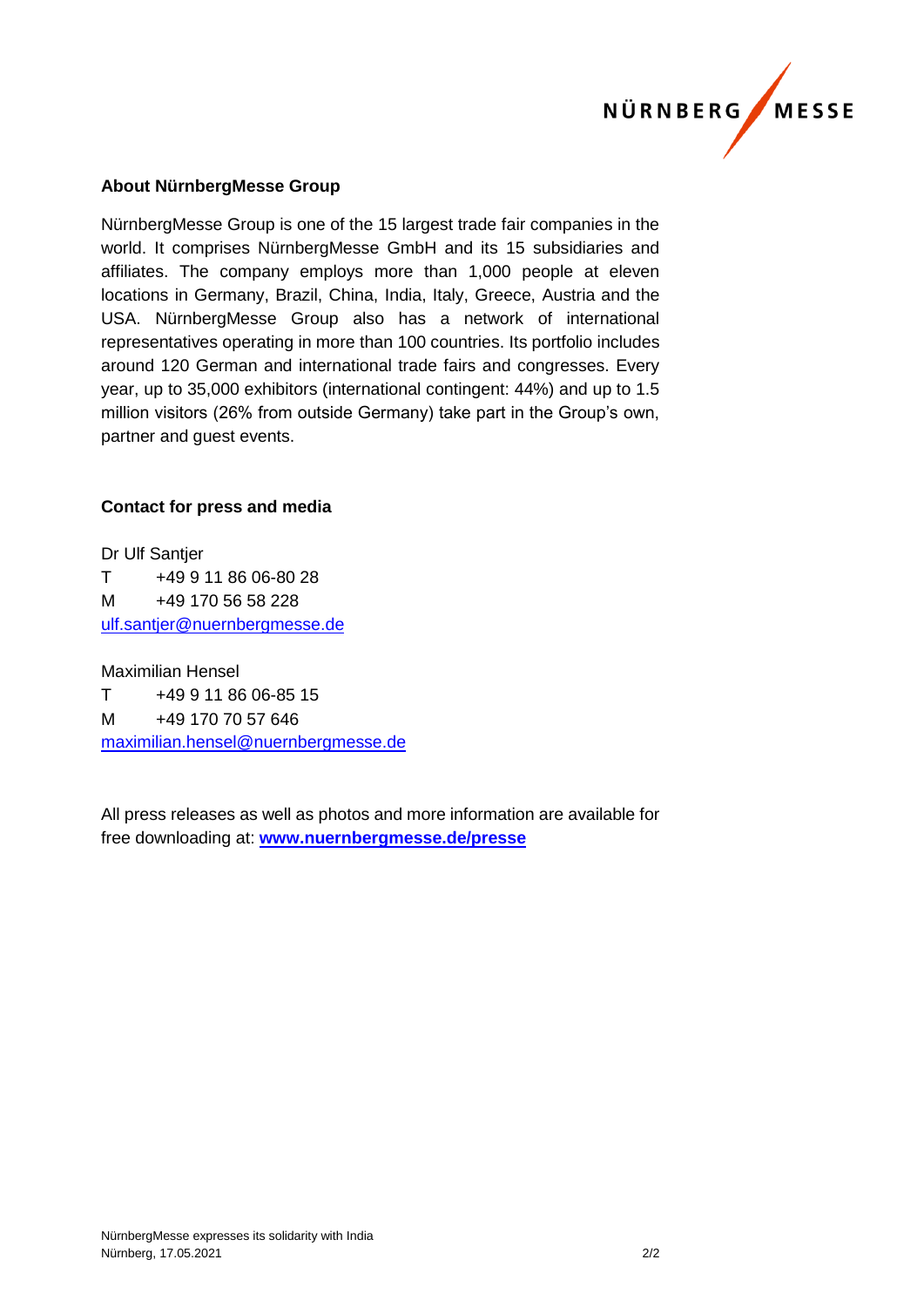## About NürnbergMesse Group

NürnbergMesse Group is one of the 15 largest trade fair companies in the world. It comprises NürnbergMesse GmbH and its 15 subsidiaries and affiliates. The company employs more than 1,000 people at eleven locations in Germany, Brazil, China, India, Italy, Greece, Austria and the USA. NürnbergMesse Group also has a network of international representatives operating in more than 100 countries. Its portfolio includes around 120 German and international trade fairs and congresses. Every year, up to 35,000 exhibitors (international contingent: 44%) and up to 1.5 million visitors (26% from outside Germany) take part in the Group's own, partner and guest events.

## Contact for press and media

Dr Ulf Santjer
T +49 9 11 86 06-80 28
M +49 170 56 58 228
ulf.santjer@nuernbergmesse.de

Maximilian Hensel
T +49 9 11 86 06-85 15
M +49 170 70 57 646
maximilian.hensel@nuernbergmesse.de

All press releases as well as photos and more information are available for free downloading at: **www.nuernbergmesse.de/presse**